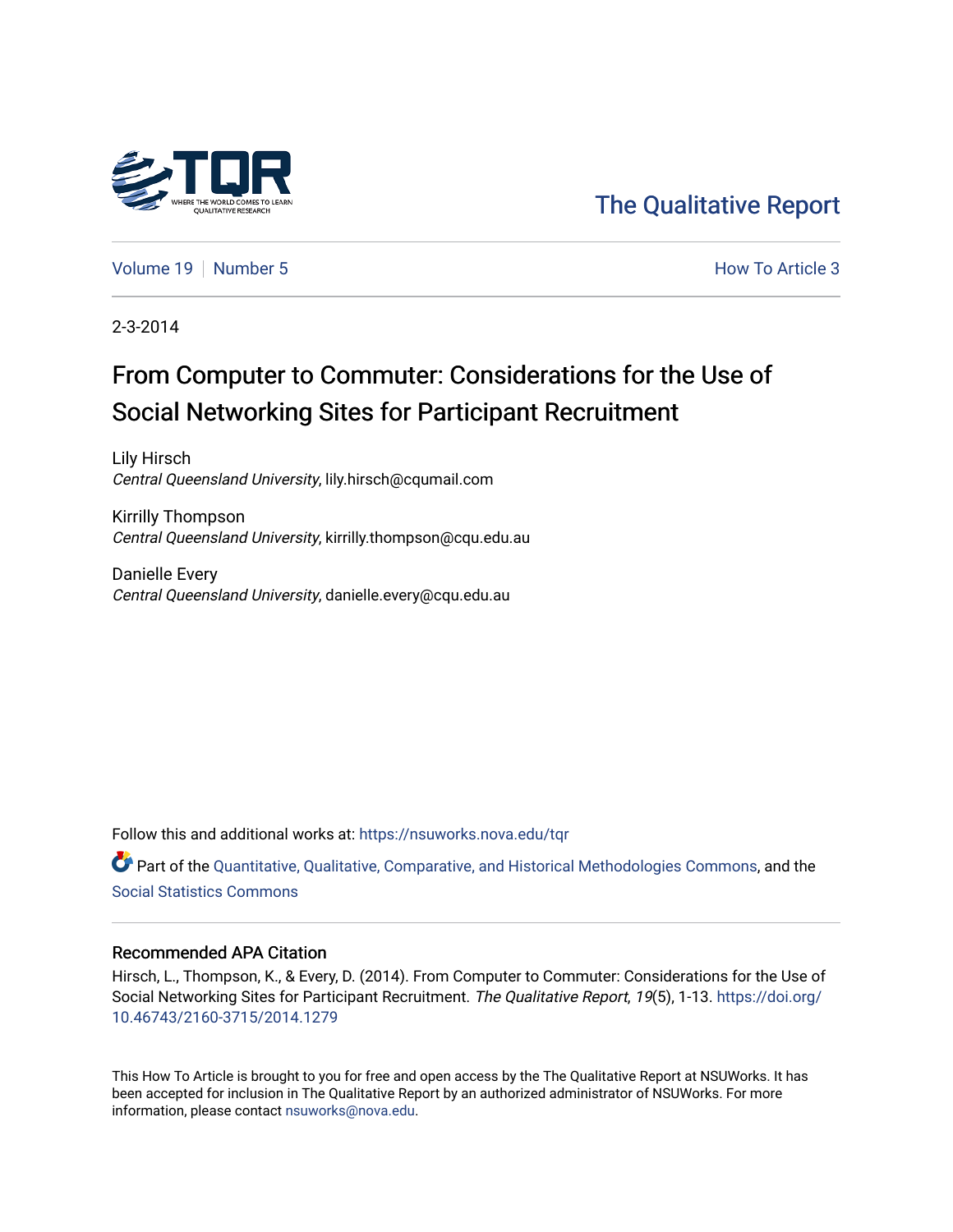The Qualitative Report

Volume 19 | Number 5 | How To Article 3

2-3-2014

# From Computer to Commuter: Considerations for the Use of Social Networking Sites for Participant Recruitment

Lily Hirsch
*Central Queensland University*, lily.hirsch@cqumail.com

Kirrilly Thompson
*Central Queensland University*, kirrilly.thompson@cqu.edu.au

Danielle Every
*Central Queensland University*, danielle.every@cqu.edu.au

Follow this and additional works at: https://nsuworks.nova.edu/tqr

Part of the Quantitative, Qualitative, Comparative, and Historical Methodologies Commons, and the Social Statistics Commons

## Recommended APA Citation

Hirsch, L., Thompson, K., & Every, D. (2014). From Computer to Commuter: Considerations for the Use of Social Networking Sites for Participant Recruitment. *The Qualitative Report*, *19*(5), 1-13. https://doi.org/10.46743/2160-3715/2014.1279

This How To Article is brought to you for free and open access by the The Qualitative Report at NSUWorks. It has been accepted for inclusion in The Qualitative Report by an authorized administrator of NSUWorks. For more information, please contact nsuworks@nova.edu.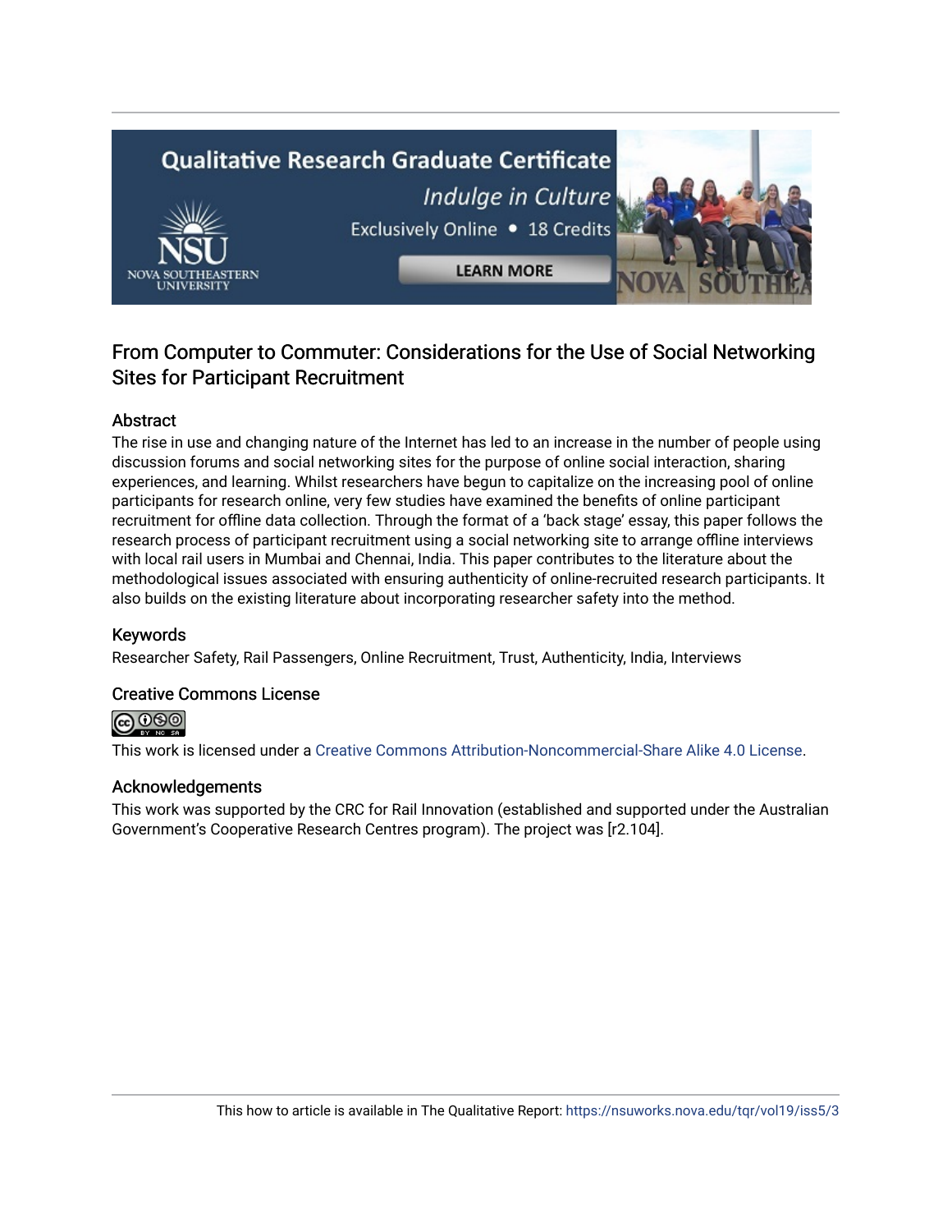## From Computer to Commuter: Considerations for the Use of Social Networking Sites for Participant Recruitment

### Abstract

The rise in use and changing nature of the Internet has led to an increase in the number of people using discussion forums and social networking sites for the purpose of online social interaction, sharing experiences, and learning. Whilst researchers have begun to capitalize on the increasing pool of online participants for research online, very few studies have examined the benefits of online participant recruitment for offline data collection. Through the format of a 'back stage' essay, this paper follows the research process of participant recruitment using a social networking site to arrange offline interviews with local rail users in Mumbai and Chennai, India. This paper contributes to the literature about the methodological issues associated with ensuring authenticity of online-recruited research participants. It also builds on the existing literature about incorporating researcher safety into the method.

### Keywords

Researcher Safety, Rail Passengers, Online Recruitment, Trust, Authenticity, India, Interviews

### Creative Commons License

This work is licensed under a Creative Commons Attribution-Noncommercial-Share Alike 4.0 License.

### Acknowledgements

This work was supported by the CRC for Rail Innovation (established and supported under the Australian Government's Cooperative Research Centres program). The project was [r2.104].

This how to article is available in The Qualitative Report: https://nsuworks.nova.edu/tqr/vol19/iss5/3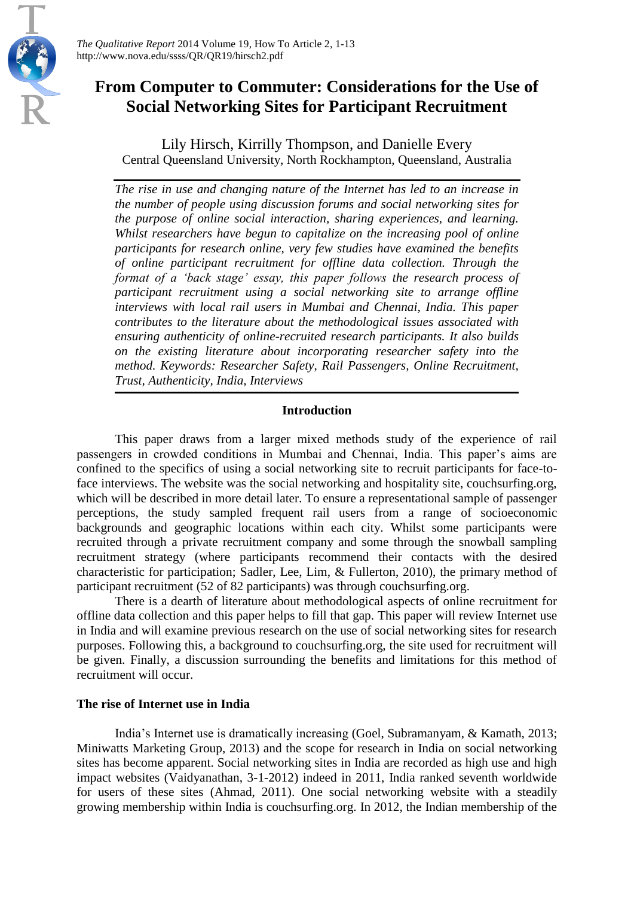# From Computer to Commuter: Considerations for the Use of Social Networking Sites for Participant Recruitment

Lily Hirsch, Kirrilly Thompson, and Danielle Every
Central Queensland University, North Rockhampton, Queensland, Australia

*The rise in use and changing nature of the Internet has led to an increase in the number of people using discussion forums and social networking sites for the purpose of online social interaction, sharing experiences, and learning. Whilst researchers have begun to capitalize on the increasing pool of online participants for research online, very few studies have examined the benefits of online participant recruitment for offline data collection. Through the format of a 'back stage' essay, this paper follows the research process of participant recruitment using a social networking site to arrange offline interviews with local rail users in Mumbai and Chennai, India. This paper contributes to the literature about the methodological issues associated with ensuring authenticity of online-recruited research participants. It also builds on the existing literature about incorporating researcher safety into the method. Keywords: Researcher Safety, Rail Passengers, Online Recruitment, Trust, Authenticity, India, Interviews*

## Introduction

This paper draws from a larger mixed methods study of the experience of rail passengers in crowded conditions in Mumbai and Chennai, India. This paper's aims are confined to the specifics of using a social networking site to recruit participants for face-to-face interviews. The website was the social networking and hospitality site, couchsurfing.org, which will be described in more detail later. To ensure a representational sample of passenger perceptions, the study sampled frequent rail users from a range of socioeconomic backgrounds and geographic locations within each city. Whilst some participants were recruited through a private recruitment company and some through the snowball sampling recruitment strategy (where participants recommend their contacts with the desired characteristic for participation; Sadler, Lee, Lim, & Fullerton, 2010), the primary method of participant recruitment (52 of 82 participants) was through couchsurfing.org.

There is a dearth of literature about methodological aspects of online recruitment for offline data collection and this paper helps to fill that gap. This paper will review Internet use in India and will examine previous research on the use of social networking sites for research purposes. Following this, a background to couchsurfing.org, the site used for recruitment will be given. Finally, a discussion surrounding the benefits and limitations for this method of recruitment will occur.

### The rise of Internet use in India

India's Internet use is dramatically increasing (Goel, Subramanyam, & Kamath, 2013; Miniwatts Marketing Group, 2013) and the scope for research in India on social networking sites has become apparent. Social networking sites in India are recorded as high use and high impact websites (Vaidyanathan, 3-1-2012) indeed in 2011, India ranked seventh worldwide for users of these sites (Ahmad, 2011). One social networking website with a steadily growing membership within India is couchsurfing.org. In 2012, the Indian membership of the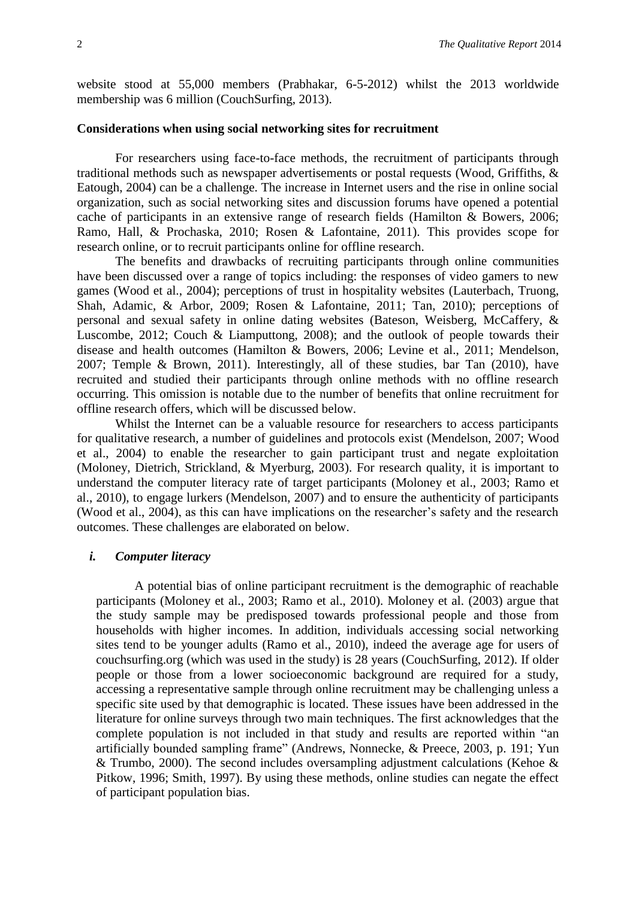website stood at 55,000 members (Prabhakar, 6-5-2012) whilst the 2013 worldwide membership was 6 million (CouchSurfing, 2013).

**Considerations when using social networking sites for recruitment**

For researchers using face-to-face methods, the recruitment of participants through traditional methods such as newspaper advertisements or postal requests (Wood, Griffiths, & Eatough, 2004) can be a challenge. The increase in Internet users and the rise in online social organization, such as social networking sites and discussion forums have opened a potential cache of participants in an extensive range of research fields (Hamilton & Bowers, 2006; Ramo, Hall, & Prochaska, 2010; Rosen & Lafontaine, 2011). This provides scope for research online, or to recruit participants online for offline research.

The benefits and drawbacks of recruiting participants through online communities have been discussed over a range of topics including: the responses of video gamers to new games (Wood et al., 2004); perceptions of trust in hospitality websites (Lauterbach, Truong, Shah, Adamic, & Arbor, 2009; Rosen & Lafontaine, 2011; Tan, 2010); perceptions of personal and sexual safety in online dating websites (Bateson, Weisberg, McCaffery, & Luscombe, 2012; Couch & Liamputtong, 2008); and the outlook of people towards their disease and health outcomes (Hamilton & Bowers, 2006; Levine et al., 2011; Mendelson, 2007; Temple & Brown, 2011). Interestingly, all of these studies, bar Tan (2010), have recruited and studied their participants through online methods with no offline research occurring. This omission is notable due to the number of benefits that online recruitment for offline research offers, which will be discussed below.

Whilst the Internet can be a valuable resource for researchers to access participants for qualitative research, a number of guidelines and protocols exist (Mendelson, 2007; Wood et al., 2004) to enable the researcher to gain participant trust and negate exploitation (Moloney, Dietrich, Strickland, & Myerburg, 2003). For research quality, it is important to understand the computer literacy rate of target participants (Moloney et al., 2003; Ramo et al., 2010), to engage lurkers (Mendelson, 2007) and to ensure the authenticity of participants (Wood et al., 2004), as this can have implications on the researcher's safety and the research outcomes. These challenges are elaborated on below.

***i. Computer literacy***

A potential bias of online participant recruitment is the demographic of reachable participants (Moloney et al., 2003; Ramo et al., 2010). Moloney et al. (2003) argue that the study sample may be predisposed towards professional people and those from households with higher incomes. In addition, individuals accessing social networking sites tend to be younger adults (Ramo et al., 2010), indeed the average age for users of couchsurfing.org (which was used in the study) is 28 years (CouchSurfing, 2012). If older people or those from a lower socioeconomic background are required for a study, accessing a representative sample through online recruitment may be challenging unless a specific site used by that demographic is located. These issues have been addressed in the literature for online surveys through two main techniques. The first acknowledges that the complete population is not included in that study and results are reported within "an artificially bounded sampling frame" (Andrews, Nonnecke, & Preece, 2003, p. 191; Yun & Trumbo, 2000). The second includes oversampling adjustment calculations (Kehoe & Pitkow, 1996; Smith, 1997). By using these methods, online studies can negate the effect of participant population bias.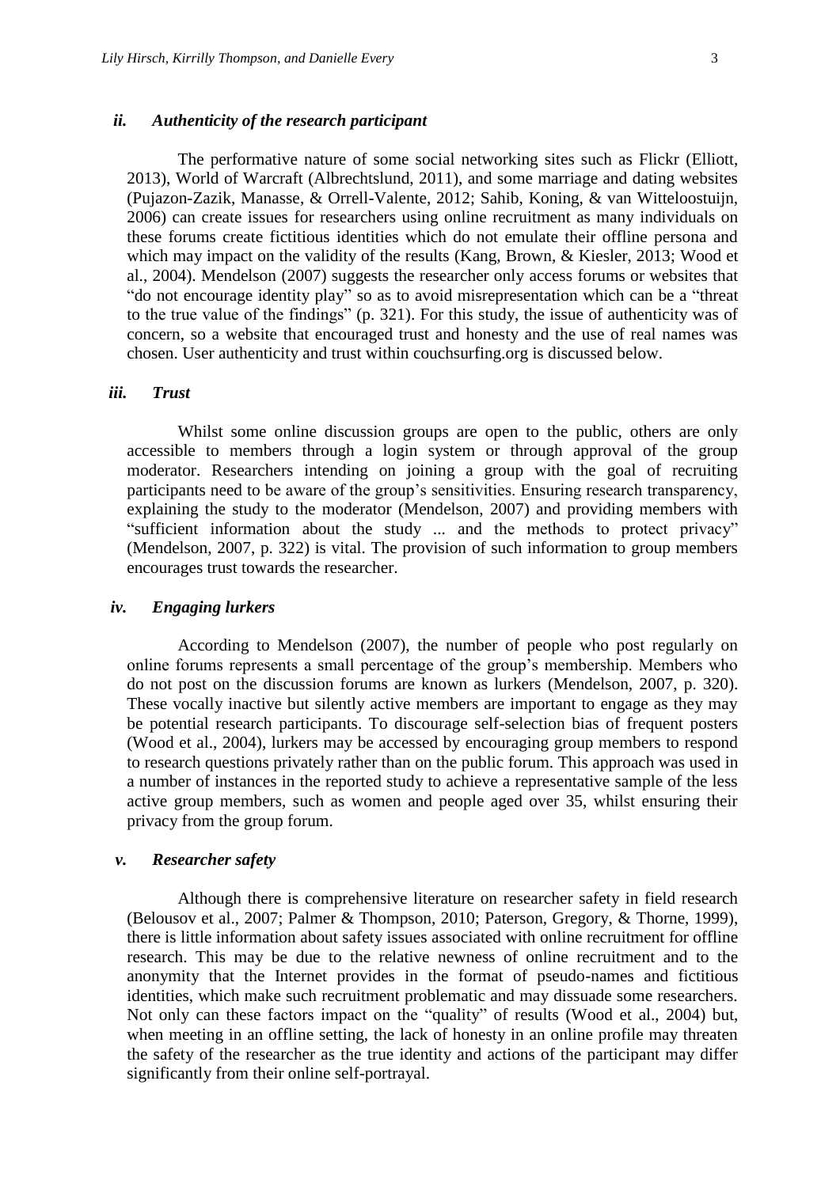### *ii. Authenticity of the research participant*

The performative nature of some social networking sites such as Flickr (Elliott, 2013), World of Warcraft (Albrechtslund, 2011), and some marriage and dating websites (Pujazon-Zazik, Manasse, & Orrell-Valente, 2012; Sahib, Koning, & van Witteloostuijn, 2006) can create issues for researchers using online recruitment as many individuals on these forums create fictitious identities which do not emulate their offline persona and which may impact on the validity of the results (Kang, Brown, & Kiesler, 2013; Wood et al., 2004). Mendelson (2007) suggests the researcher only access forums or websites that "do not encourage identity play" so as to avoid misrepresentation which can be a "threat to the true value of the findings" (p. 321). For this study, the issue of authenticity was of concern, so a website that encouraged trust and honesty and the use of real names was chosen. User authenticity and trust within couchsurfing.org is discussed below.

### *iii. Trust*

Whilst some online discussion groups are open to the public, others are only accessible to members through a login system or through approval of the group moderator. Researchers intending on joining a group with the goal of recruiting participants need to be aware of the group's sensitivities. Ensuring research transparency, explaining the study to the moderator (Mendelson, 2007) and providing members with "sufficient information about the study ... and the methods to protect privacy" (Mendelson, 2007, p. 322) is vital. The provision of such information to group members encourages trust towards the researcher.

### *iv. Engaging lurkers*

According to Mendelson (2007), the number of people who post regularly on online forums represents a small percentage of the group's membership. Members who do not post on the discussion forums are known as lurkers (Mendelson, 2007, p. 320). These vocally inactive but silently active members are important to engage as they may be potential research participants. To discourage self-selection bias of frequent posters (Wood et al., 2004), lurkers may be accessed by encouraging group members to respond to research questions privately rather than on the public forum. This approach was used in a number of instances in the reported study to achieve a representative sample of the less active group members, such as women and people aged over 35, whilst ensuring their privacy from the group forum.

### *v. Researcher safety*

Although there is comprehensive literature on researcher safety in field research (Belousov et al., 2007; Palmer & Thompson, 2010; Paterson, Gregory, & Thorne, 1999), there is little information about safety issues associated with online recruitment for offline research. This may be due to the relative newness of online recruitment and to the anonymity that the Internet provides in the format of pseudo-names and fictitious identities, which make such recruitment problematic and may dissuade some researchers. Not only can these factors impact on the "quality" of results (Wood et al., 2004) but, when meeting in an offline setting, the lack of honesty in an online profile may threaten the safety of the researcher as the true identity and actions of the participant may differ significantly from their online self-portrayal.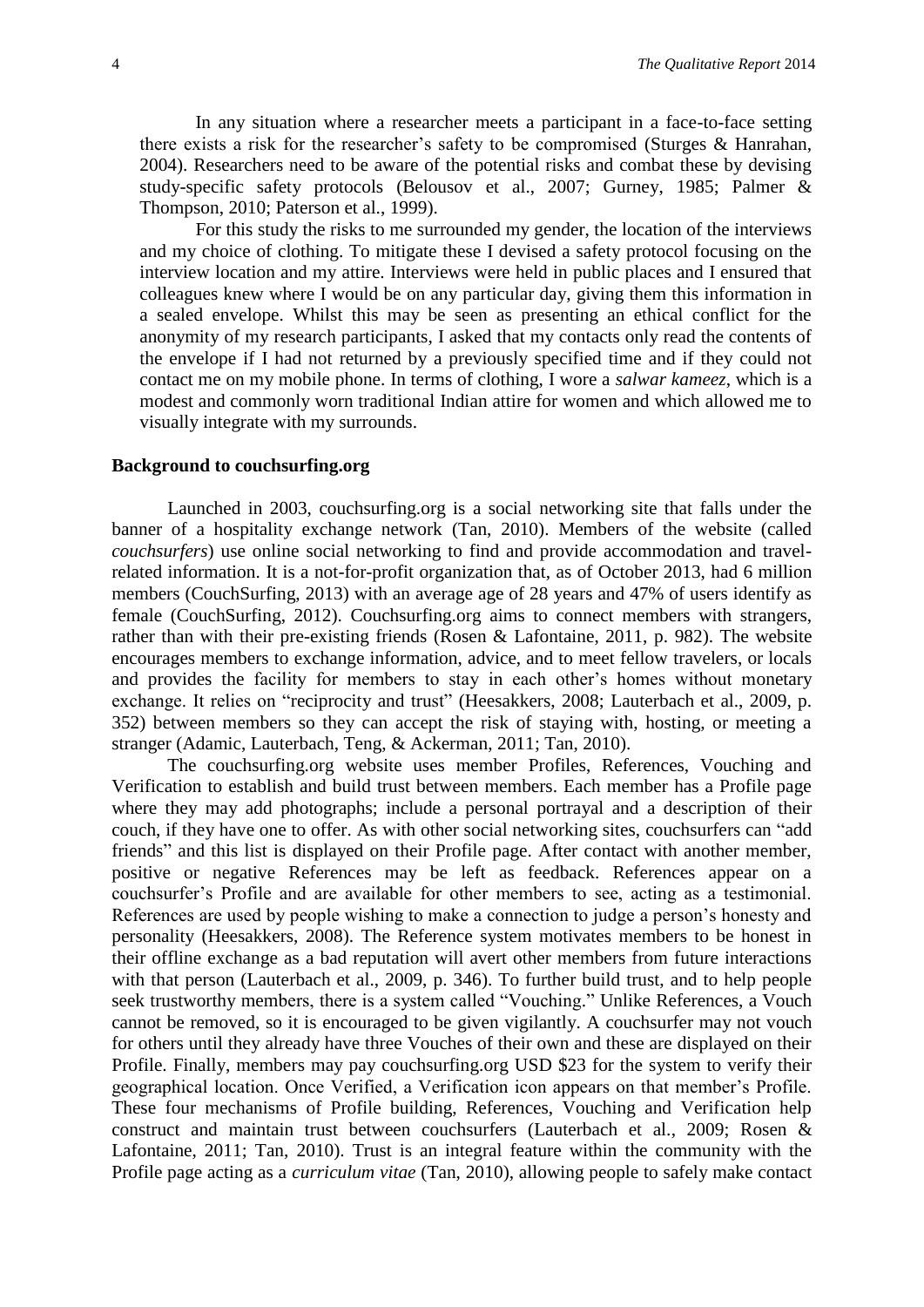In any situation where a researcher meets a participant in a face-to-face setting there exists a risk for the researcher's safety to be compromised (Sturges & Hanrahan, 2004). Researchers need to be aware of the potential risks and combat these by devising study-specific safety protocols (Belousov et al., 2007; Gurney, 1985; Palmer & Thompson, 2010; Paterson et al., 1999).

For this study the risks to me surrounded my gender, the location of the interviews and my choice of clothing. To mitigate these I devised a safety protocol focusing on the interview location and my attire. Interviews were held in public places and I ensured that colleagues knew where I would be on any particular day, giving them this information in a sealed envelope. Whilst this may be seen as presenting an ethical conflict for the anonymity of my research participants, I asked that my contacts only read the contents of the envelope if I had not returned by a previously specified time and if they could not contact me on my mobile phone. In terms of clothing, I wore a *salwar kameez*, which is a modest and commonly worn traditional Indian attire for women and which allowed me to visually integrate with my surrounds.

**Background to couchsurfing.org**

Launched in 2003, couchsurfing.org is a social networking site that falls under the banner of a hospitality exchange network (Tan, 2010). Members of the website (called *couchsurfers*) use online social networking to find and provide accommodation and travel-related information. It is a not-for-profit organization that, as of October 2013, had 6 million members (CouchSurfing, 2013) with an average age of 28 years and 47% of users identify as female (CouchSurfing, 2012). Couchsurfing.org aims to connect members with strangers, rather than with their pre-existing friends (Rosen & Lafontaine, 2011, p. 982). The website encourages members to exchange information, advice, and to meet fellow travelers, or locals and provides the facility for members to stay in each other's homes without monetary exchange. It relies on "reciprocity and trust" (Heesakkers, 2008; Lauterbach et al., 2009, p. 352) between members so they can accept the risk of staying with, hosting, or meeting a stranger (Adamic, Lauterbach, Teng, & Ackerman, 2011; Tan, 2010).

The couchsurfing.org website uses member Profiles, References, Vouching and Verification to establish and build trust between members. Each member has a Profile page where they may add photographs; include a personal portrayal and a description of their couch, if they have one to offer. As with other social networking sites, couchsurfers can "add friends" and this list is displayed on their Profile page. After contact with another member, positive or negative References may be left as feedback. References appear on a couchsurfer's Profile and are available for other members to see, acting as a testimonial. References are used by people wishing to make a connection to judge a person's honesty and personality (Heesakkers, 2008). The Reference system motivates members to be honest in their offline exchange as a bad reputation will avert other members from future interactions with that person (Lauterbach et al., 2009, p. 346). To further build trust, and to help people seek trustworthy members, there is a system called "Vouching." Unlike References, a Vouch cannot be removed, so it is encouraged to be given vigilantly. A couchsurfer may not vouch for others until they already have three Vouches of their own and these are displayed on their Profile. Finally, members may pay couchsurfing.org USD $23 for the system to verify their geographical location. Once Verified, a Verification icon appears on that member's Profile. These four mechanisms of Profile building, References, Vouching and Verification help construct and maintain trust between couchsurfers (Lauterbach et al., 2009; Rosen & Lafontaine, 2011; Tan, 2010). Trust is an integral feature within the community with the Profile page acting as a *curriculum vitae* (Tan, 2010), allowing people to safely make contact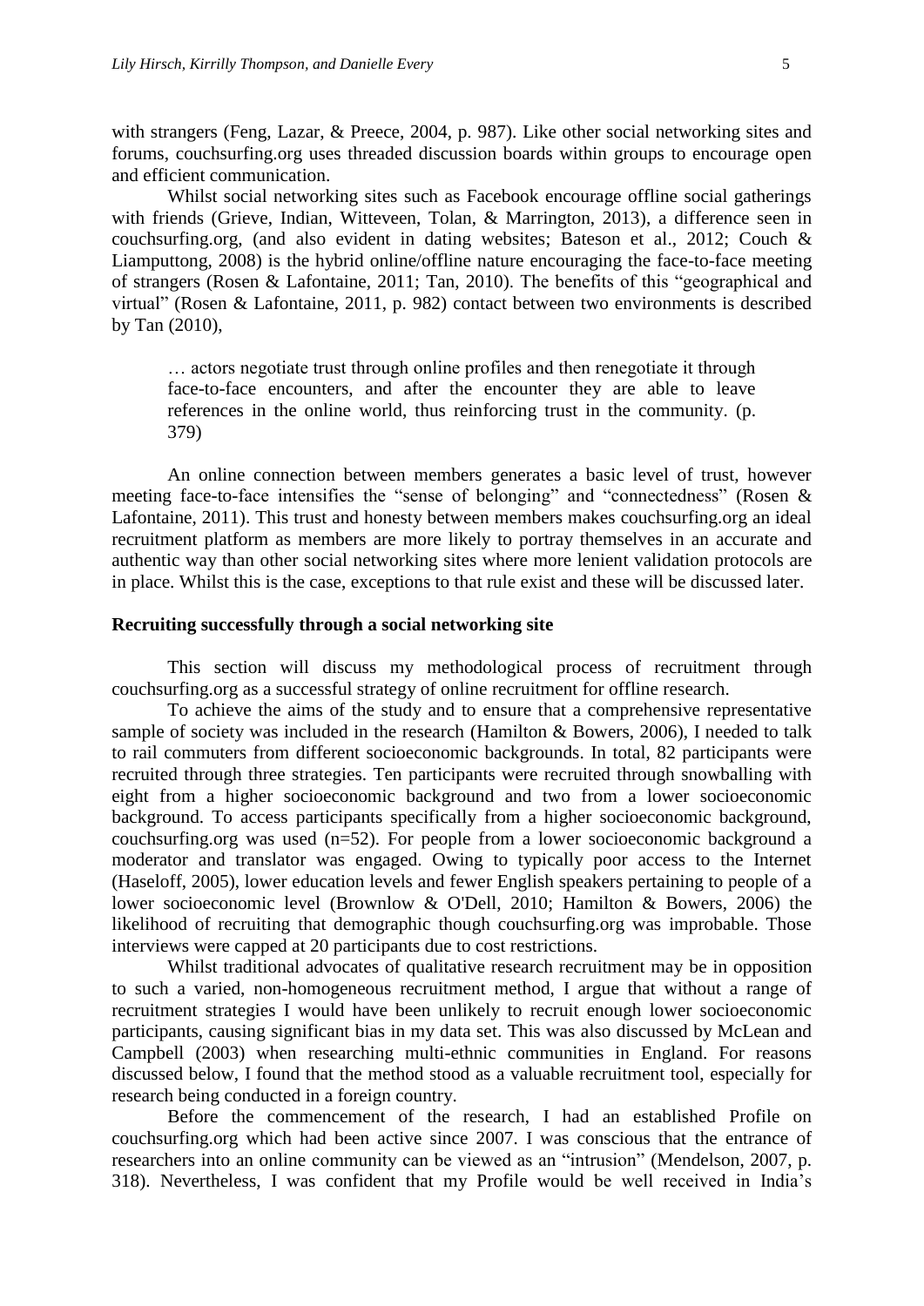with strangers (Feng, Lazar, & Preece, 2004, p. 987). Like other social networking sites and forums, couchsurfing.org uses threaded discussion boards within groups to encourage open and efficient communication.

Whilst social networking sites such as Facebook encourage offline social gatherings with friends (Grieve, Indian, Witteveen, Tolan, & Marrington, 2013), a difference seen in couchsurfing.org, (and also evident in dating websites; Bateson et al., 2012; Couch & Liamputtong, 2008) is the hybrid online/offline nature encouraging the face-to-face meeting of strangers (Rosen & Lafontaine, 2011; Tan, 2010). The benefits of this "geographical and virtual" (Rosen & Lafontaine, 2011, p. 982) contact between two environments is described by Tan (2010),

> … actors negotiate trust through online profiles and then renegotiate it through face-to-face encounters, and after the encounter they are able to leave references in the online world, thus reinforcing trust in the community. (p. 379)

An online connection between members generates a basic level of trust, however meeting face-to-face intensifies the "sense of belonging" and "connectedness" (Rosen & Lafontaine, 2011). This trust and honesty between members makes couchsurfing.org an ideal recruitment platform as members are more likely to portray themselves in an accurate and authentic way than other social networking sites where more lenient validation protocols are in place. Whilst this is the case, exceptions to that rule exist and these will be discussed later.

**Recruiting successfully through a social networking site**

This section will discuss my methodological process of recruitment through couchsurfing.org as a successful strategy of online recruitment for offline research.

To achieve the aims of the study and to ensure that a comprehensive representative sample of society was included in the research (Hamilton & Bowers, 2006), I needed to talk to rail commuters from different socioeconomic backgrounds. In total, 82 participants were recruited through three strategies. Ten participants were recruited through snowballing with eight from a higher socioeconomic background and two from a lower socioeconomic background. To access participants specifically from a higher socioeconomic background, couchsurfing.org was used (n=52). For people from a lower socioeconomic background a moderator and translator was engaged. Owing to typically poor access to the Internet (Haseloff, 2005), lower education levels and fewer English speakers pertaining to people of a lower socioeconomic level (Brownlow & O'Dell, 2010; Hamilton & Bowers, 2006) the likelihood of recruiting that demographic though couchsurfing.org was improbable. Those interviews were capped at 20 participants due to cost restrictions.

Whilst traditional advocates of qualitative research recruitment may be in opposition to such a varied, non-homogeneous recruitment method, I argue that without a range of recruitment strategies I would have been unlikely to recruit enough lower socioeconomic participants, causing significant bias in my data set. This was also discussed by McLean and Campbell (2003) when researching multi-ethnic communities in England. For reasons discussed below, I found that the method stood as a valuable recruitment tool, especially for research being conducted in a foreign country.

Before the commencement of the research, I had an established Profile on couchsurfing.org which had been active since 2007. I was conscious that the entrance of researchers into an online community can be viewed as an "intrusion" (Mendelson, 2007, p. 318). Nevertheless, I was confident that my Profile would be well received in India's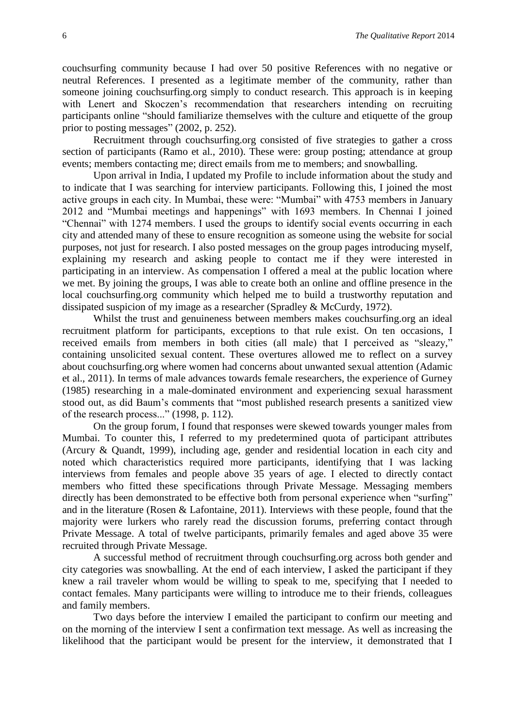couchsurfing community because I had over 50 positive References with no negative or neutral References. I presented as a legitimate member of the community, rather than someone joining couchsurfing.org simply to conduct research. This approach is in keeping with Lenert and Skoczen's recommendation that researchers intending on recruiting participants online "should familiarize themselves with the culture and etiquette of the group prior to posting messages" (2002, p. 252).

Recruitment through couchsurfing.org consisted of five strategies to gather a cross section of participants (Ramo et al., 2010). These were: group posting; attendance at group events; members contacting me; direct emails from me to members; and snowballing.

Upon arrival in India, I updated my Profile to include information about the study and to indicate that I was searching for interview participants. Following this, I joined the most active groups in each city. In Mumbai, these were: "Mumbai" with 4753 members in January 2012 and "Mumbai meetings and happenings" with 1693 members. In Chennai I joined "Chennai" with 1274 members. I used the groups to identify social events occurring in each city and attended many of these to ensure recognition as someone using the website for social purposes, not just for research. I also posted messages on the group pages introducing myself, explaining my research and asking people to contact me if they were interested in participating in an interview. As compensation I offered a meal at the public location where we met. By joining the groups, I was able to create both an online and offline presence in the local couchsurfing.org community which helped me to build a trustworthy reputation and dissipated suspicion of my image as a researcher (Spradley & McCurdy, 1972).

Whilst the trust and genuineness between members makes couchsurfing.org an ideal recruitment platform for participants, exceptions to that rule exist. On ten occasions, I received emails from members in both cities (all male) that I perceived as "sleazy," containing unsolicited sexual content. These overtures allowed me to reflect on a survey about couchsurfing.org where women had concerns about unwanted sexual attention (Adamic et al., 2011). In terms of male advances towards female researchers, the experience of Gurney (1985) researching in a male-dominated environment and experiencing sexual harassment stood out, as did Baum's comments that "most published research presents a sanitized view of the research process..." (1998, p. 112).

On the group forum, I found that responses were skewed towards younger males from Mumbai. To counter this, I referred to my predetermined quota of participant attributes (Arcury & Quandt, 1999), including age, gender and residential location in each city and noted which characteristics required more participants, identifying that I was lacking interviews from females and people above 35 years of age. I elected to directly contact members who fitted these specifications through Private Message. Messaging members directly has been demonstrated to be effective both from personal experience when "surfing" and in the literature (Rosen & Lafontaine, 2011). Interviews with these people, found that the majority were lurkers who rarely read the discussion forums, preferring contact through Private Message. A total of twelve participants, primarily females and aged above 35 were recruited through Private Message.

A successful method of recruitment through couchsurfing.org across both gender and city categories was snowballing. At the end of each interview, I asked the participant if they knew a rail traveler whom would be willing to speak to me, specifying that I needed to contact females. Many participants were willing to introduce me to their friends, colleagues and family members.

Two days before the interview I emailed the participant to confirm our meeting and on the morning of the interview I sent a confirmation text message. As well as increasing the likelihood that the participant would be present for the interview, it demonstrated that I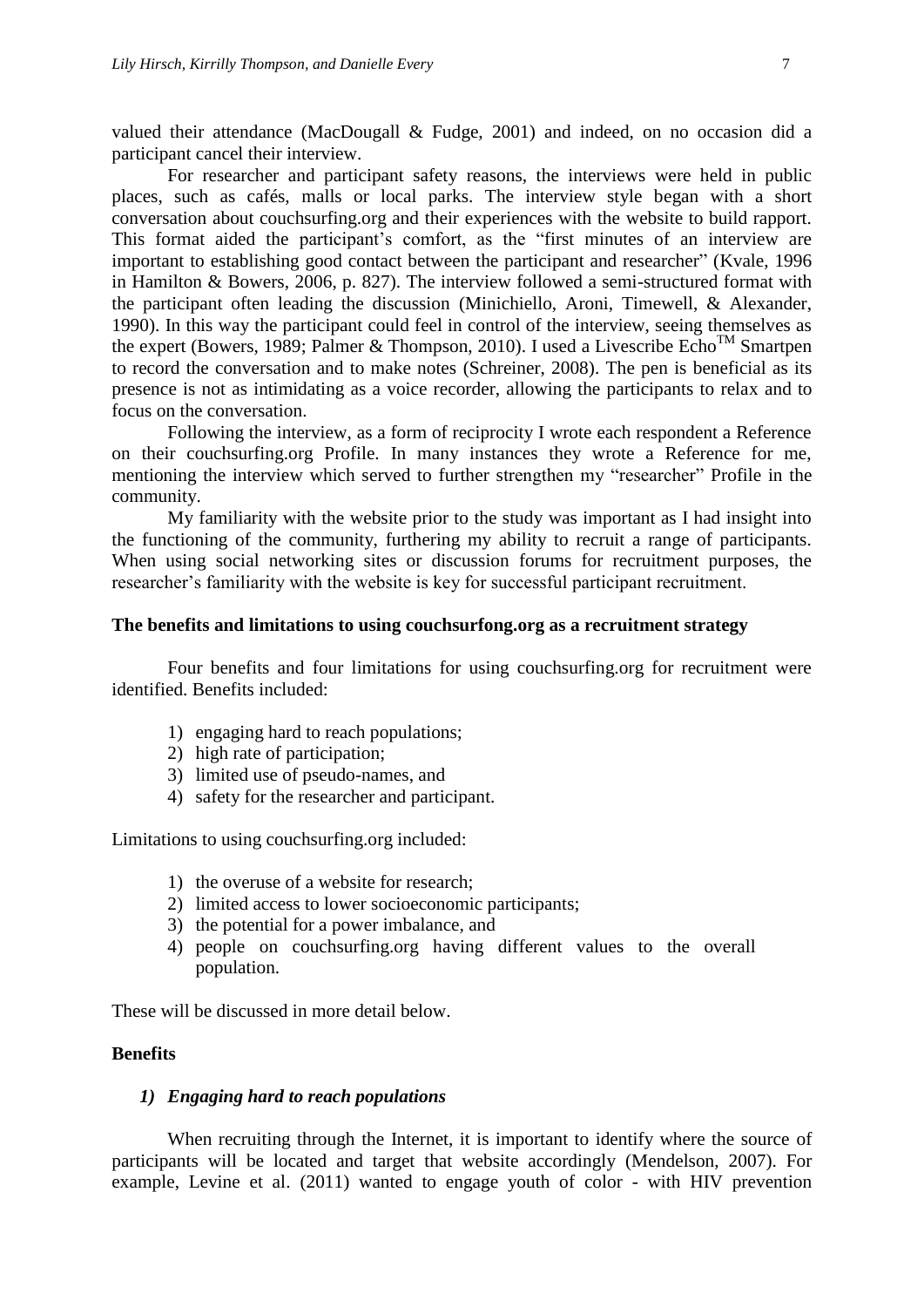valued their attendance (MacDougall & Fudge, 2001) and indeed, on no occasion did a participant cancel their interview.

For researcher and participant safety reasons, the interviews were held in public places, such as cafés, malls or local parks. The interview style began with a short conversation about couchsurfing.org and their experiences with the website to build rapport. This format aided the participant's comfort, as the "first minutes of an interview are important to establishing good contact between the participant and researcher" (Kvale, 1996 in Hamilton & Bowers, 2006, p. 827). The interview followed a semi-structured format with the participant often leading the discussion (Minichiello, Aroni, Timewell, & Alexander, 1990). In this way the participant could feel in control of the interview, seeing themselves as the expert (Bowers, 1989; Palmer & Thompson, 2010). I used a Livescribe Echo™ Smartpen to record the conversation and to make notes (Schreiner, 2008). The pen is beneficial as its presence is not as intimidating as a voice recorder, allowing the participants to relax and to focus on the conversation.

Following the interview, as a form of reciprocity I wrote each respondent a Reference on their couchsurfing.org Profile. In many instances they wrote a Reference for me, mentioning the interview which served to further strengthen my "researcher" Profile in the community.

My familiarity with the website prior to the study was important as I had insight into the functioning of the community, furthering my ability to recruit a range of participants. When using social networking sites or discussion forums for recruitment purposes, the researcher's familiarity with the website is key for successful participant recruitment.

**The benefits and limitations to using couchsurfong.org as a recruitment strategy**

Four benefits and four limitations for using couchsurfing.org for recruitment were identified. Benefits included:

1) engaging hard to reach populations;
2) high rate of participation;
3) limited use of pseudo-names, and
4) safety for the researcher and participant.

Limitations to using couchsurfing.org included:

1) the overuse of a website for research;
2) limited access to lower socioeconomic participants;
3) the potential for a power imbalance, and
4) people on couchsurfing.org having different values to the overall population.

These will be discussed in more detail below.

**Benefits**

***1) Engaging hard to reach populations***

When recruiting through the Internet, it is important to identify where the source of participants will be located and target that website accordingly (Mendelson, 2007). For example, Levine et al. (2011) wanted to engage youth of color - with HIV prevention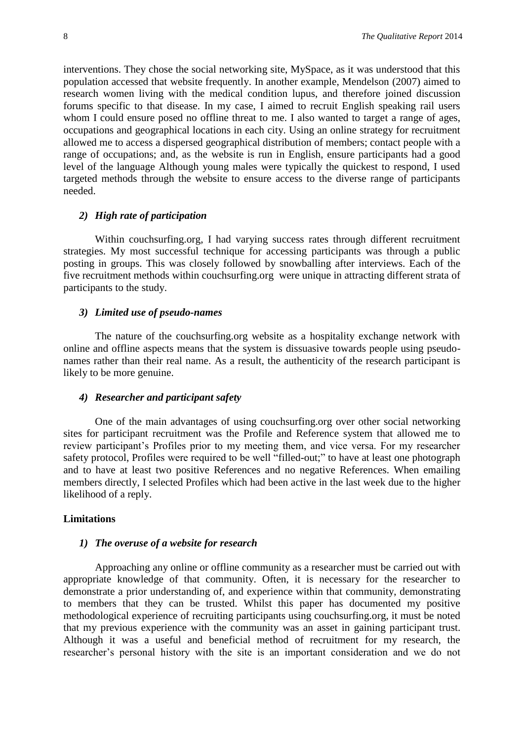interventions. They chose the social networking site, MySpace, as it was understood that this population accessed that website frequently. In another example, Mendelson (2007) aimed to research women living with the medical condition lupus, and therefore joined discussion forums specific to that disease. In my case, I aimed to recruit English speaking rail users whom I could ensure posed no offline threat to me. I also wanted to target a range of ages, occupations and geographical locations in each city. Using an online strategy for recruitment allowed me to access a dispersed geographical distribution of members; contact people with a range of occupations; and, as the website is run in English, ensure participants had a good level of the language Although young males were typically the quickest to respond, I used targeted methods through the website to ensure access to the diverse range of participants needed.

#### *2) High rate of participation*

Within couchsurfing.org, I had varying success rates through different recruitment strategies. My most successful technique for accessing participants was through a public posting in groups. This was closely followed by snowballing after interviews. Each of the five recruitment methods within couchsurfing.org were unique in attracting different strata of participants to the study.

#### *3) Limited use of pseudo-names*

The nature of the couchsurfing.org website as a hospitality exchange network with online and offline aspects means that the system is dissuasive towards people using pseudo-names rather than their real name. As a result, the authenticity of the research participant is likely to be more genuine.

#### *4) Researcher and participant safety*

One of the main advantages of using couchsurfing.org over other social networking sites for participant recruitment was the Profile and Reference system that allowed me to review participant's Profiles prior to my meeting them, and vice versa. For my researcher safety protocol, Profiles were required to be well "filled-out;" to have at least one photograph and to have at least two positive References and no negative References. When emailing members directly, I selected Profiles which had been active in the last week due to the higher likelihood of a reply.

### Limitations

#### *1) The overuse of a website for research*

Approaching any online or offline community as a researcher must be carried out with appropriate knowledge of that community. Often, it is necessary for the researcher to demonstrate a prior understanding of, and experience within that community, demonstrating to members that they can be trusted. Whilst this paper has documented my positive methodological experience of recruiting participants using couchsurfing.org, it must be noted that my previous experience with the community was an asset in gaining participant trust. Although it was a useful and beneficial method of recruitment for my research, the researcher's personal history with the site is an important consideration and we do not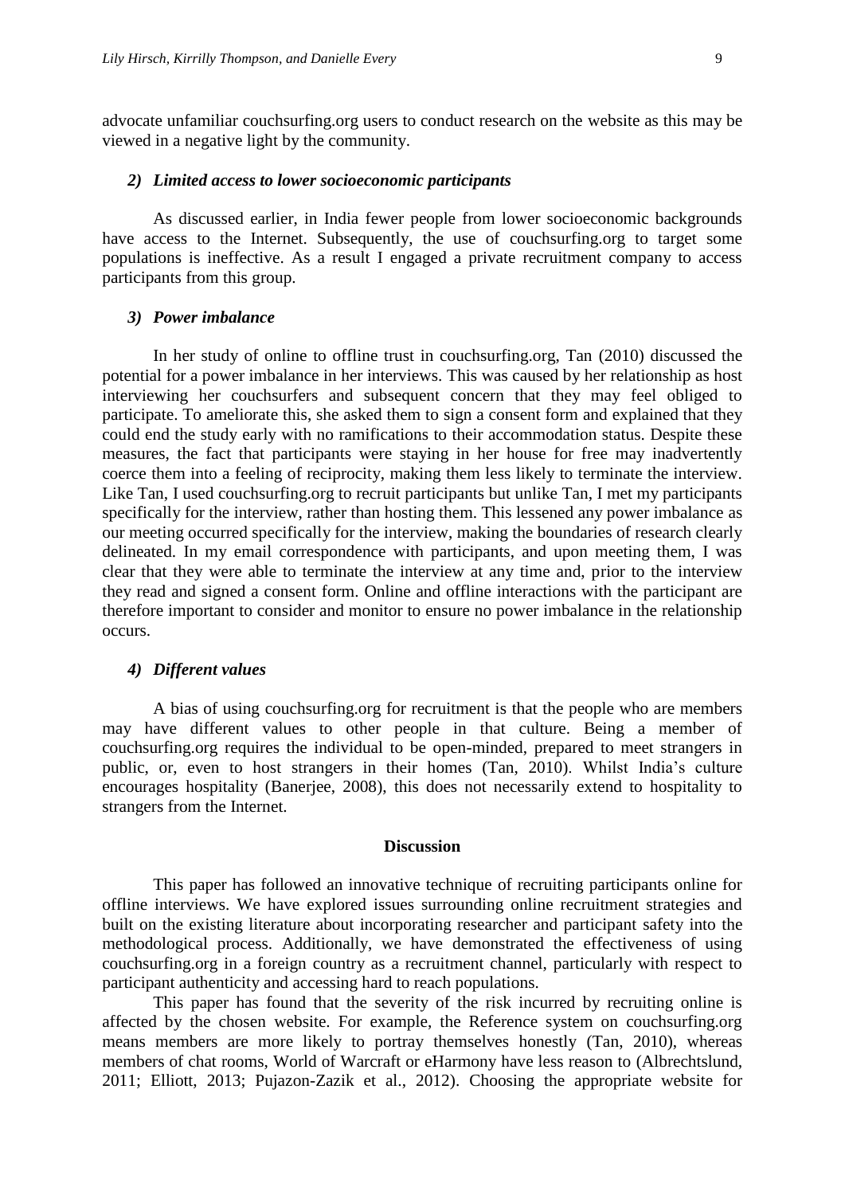advocate unfamiliar couchsurfing.org users to conduct research on the website as this may be viewed in a negative light by the community.

#### *2) Limited access to lower socioeconomic participants*

As discussed earlier, in India fewer people from lower socioeconomic backgrounds have access to the Internet. Subsequently, the use of couchsurfing.org to target some populations is ineffective. As a result I engaged a private recruitment company to access participants from this group.

#### *3) Power imbalance*

In her study of online to offline trust in couchsurfing.org, Tan (2010) discussed the potential for a power imbalance in her interviews. This was caused by her relationship as host interviewing her couchsurfers and subsequent concern that they may feel obliged to participate. To ameliorate this, she asked them to sign a consent form and explained that they could end the study early with no ramifications to their accommodation status. Despite these measures, the fact that participants were staying in her house for free may inadvertently coerce them into a feeling of reciprocity, making them less likely to terminate the interview. Like Tan, I used couchsurfing.org to recruit participants but unlike Tan, I met my participants specifically for the interview, rather than hosting them. This lessened any power imbalance as our meeting occurred specifically for the interview, making the boundaries of research clearly delineated. In my email correspondence with participants, and upon meeting them, I was clear that they were able to terminate the interview at any time and, prior to the interview they read and signed a consent form. Online and offline interactions with the participant are therefore important to consider and monitor to ensure no power imbalance in the relationship occurs.

#### *4) Different values*

A bias of using couchsurfing.org for recruitment is that the people who are members may have different values to other people in that culture. Being a member of couchsurfing.org requires the individual to be open-minded, prepared to meet strangers in public, or, even to host strangers in their homes (Tan, 2010). Whilst India's culture encourages hospitality (Banerjee, 2008), this does not necessarily extend to hospitality to strangers from the Internet.

## Discussion

This paper has followed an innovative technique of recruiting participants online for offline interviews. We have explored issues surrounding online recruitment strategies and built on the existing literature about incorporating researcher and participant safety into the methodological process. Additionally, we have demonstrated the effectiveness of using couchsurfing.org in a foreign country as a recruitment channel, particularly with respect to participant authenticity and accessing hard to reach populations.

This paper has found that the severity of the risk incurred by recruiting online is affected by the chosen website. For example, the Reference system on couchsurfing.org means members are more likely to portray themselves honestly (Tan, 2010), whereas members of chat rooms, World of Warcraft or eHarmony have less reason to (Albrechtslund, 2011; Elliott, 2013; Pujazon-Zazik et al., 2012). Choosing the appropriate website for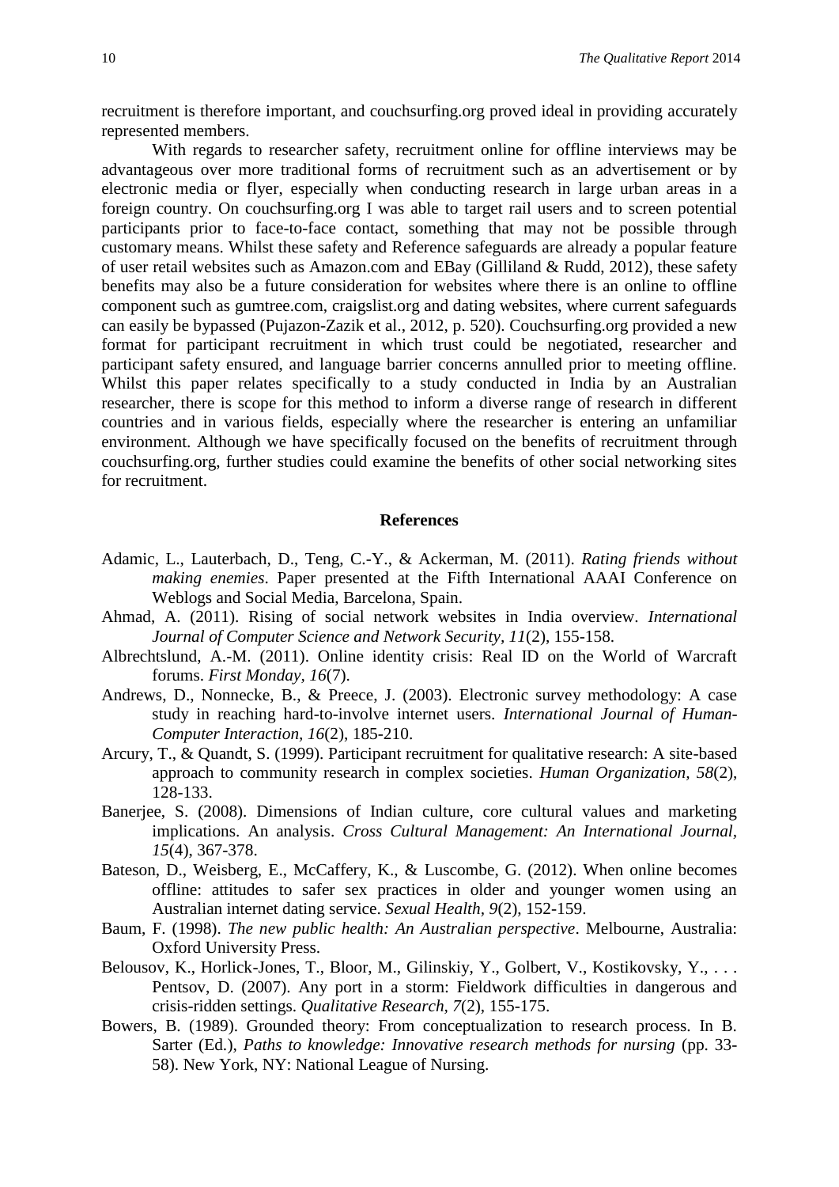recruitment is therefore important, and couchsurfing.org proved ideal in providing accurately represented members.

With regards to researcher safety, recruitment online for offline interviews may be advantageous over more traditional forms of recruitment such as an advertisement or by electronic media or flyer, especially when conducting research in large urban areas in a foreign country. On couchsurfing.org I was able to target rail users and to screen potential participants prior to face-to-face contact, something that may not be possible through customary means. Whilst these safety and Reference safeguards are already a popular feature of user retail websites such as Amazon.com and EBay (Gilliland & Rudd, 2012), these safety benefits may also be a future consideration for websites where there is an online to offline component such as gumtree.com, craigslist.org and dating websites, where current safeguards can easily be bypassed (Pujazon-Zazik et al., 2012, p. 520). Couchsurfing.org provided a new format for participant recruitment in which trust could be negotiated, researcher and participant safety ensured, and language barrier concerns annulled prior to meeting offline. Whilst this paper relates specifically to a study conducted in India by an Australian researcher, there is scope for this method to inform a diverse range of research in different countries and in various fields, especially where the researcher is entering an unfamiliar environment. Although we have specifically focused on the benefits of recruitment through couchsurfing.org, further studies could examine the benefits of other social networking sites for recruitment.

## References

Adamic, L., Lauterbach, D., Teng, C.-Y., & Ackerman, M. (2011). *Rating friends without making enemies*. Paper presented at the Fifth International AAAI Conference on Weblogs and Social Media, Barcelona, Spain.

Ahmad, A. (2011). Rising of social network websites in India overview. *International Journal of Computer Science and Network Security, 11*(2), 155-158.

Albrechtslund, A.-M. (2011). Online identity crisis: Real ID on the World of Warcraft forums. *First Monday, 16*(7).

Andrews, D., Nonnecke, B., & Preece, J. (2003). Electronic survey methodology: A case study in reaching hard-to-involve internet users. *International Journal of Human-Computer Interaction, 16*(2), 185-210.

Arcury, T., & Quandt, S. (1999). Participant recruitment for qualitative research: A site-based approach to community research in complex societies. *Human Organization, 58*(2), 128-133.

Banerjee, S. (2008). Dimensions of Indian culture, core cultural values and marketing implications. An analysis. *Cross Cultural Management: An International Journal, 15*(4), 367-378.

Bateson, D., Weisberg, E., McCaffery, K., & Luscombe, G. (2012). When online becomes offline: attitudes to safer sex practices in older and younger women using an Australian internet dating service. *Sexual Health, 9*(2), 152-159.

Baum, F. (1998). *The new public health: An Australian perspective*. Melbourne, Australia: Oxford University Press.

Belousov, K., Horlick-Jones, T., Bloor, M., Gilinskiy, Y., Golbert, V., Kostikovsky, Y., . . . Pentsov, D. (2007). Any port in a storm: Fieldwork difficulties in dangerous and crisis-ridden settings. *Qualitative Research, 7*(2), 155-175.

Bowers, B. (1989). Grounded theory: From conceptualization to research process. In B. Sarter (Ed.), *Paths to knowledge: Innovative research methods for nursing* (pp. 33-58). New York, NY: National League of Nursing.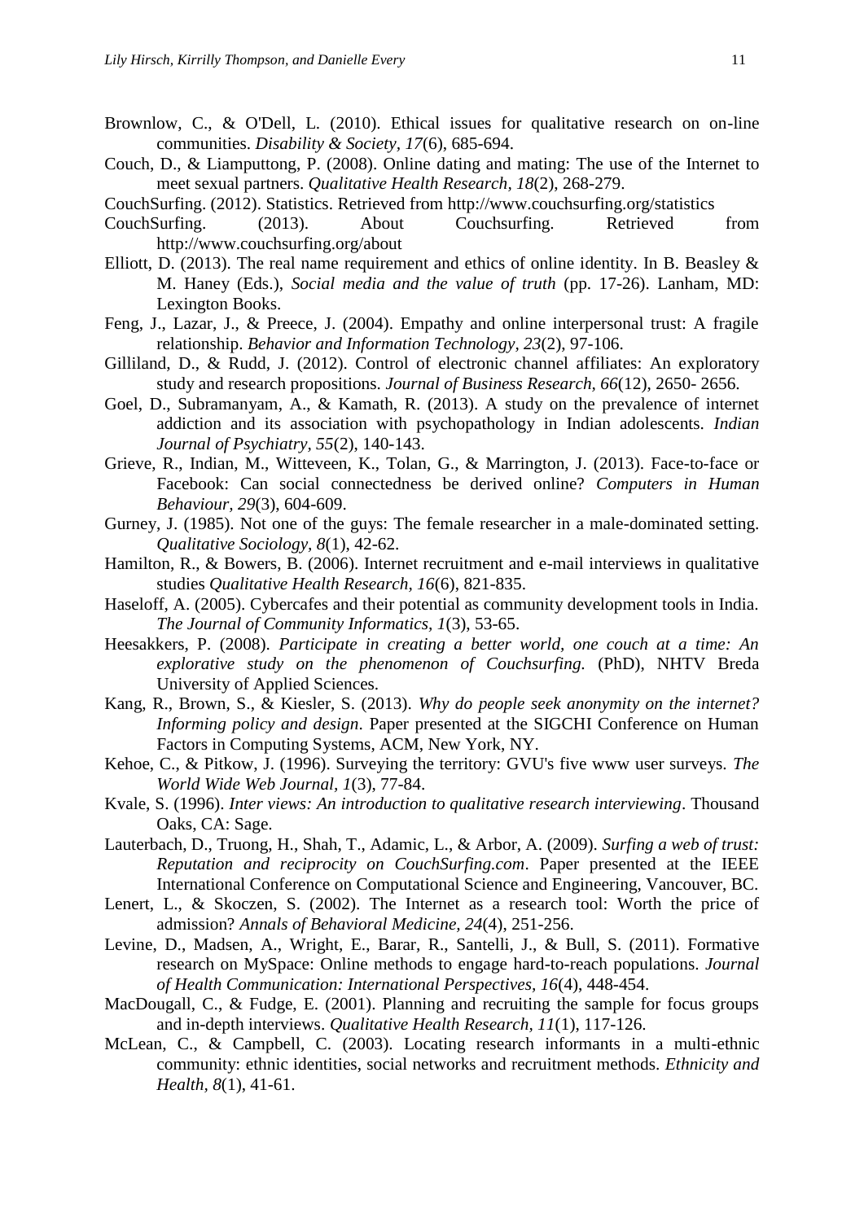Brownlow, C., & O'Dell, L. (2010). Ethical issues for qualitative research on on-line communities. *Disability & Society, 17*(6), 685-694.

Couch, D., & Liamputtong, P. (2008). Online dating and mating: The use of the Internet to meet sexual partners. *Qualitative Health Research, 18*(2), 268-279.

CouchSurfing. (2012). Statistics. Retrieved from http://www.couchsurfing.org/statistics

CouchSurfing. (2013). About Couchsurfing. Retrieved from http://www.couchsurfing.org/about

Elliott, D. (2013). The real name requirement and ethics of online identity. In B. Beasley & M. Haney (Eds.), *Social media and the value of truth* (pp. 17-26). Lanham, MD: Lexington Books.

Feng, J., Lazar, J., & Preece, J. (2004). Empathy and online interpersonal trust: A fragile relationship. *Behavior and Information Technology, 23*(2), 97-106.

Gilliland, D., & Rudd, J. (2012). Control of electronic channel affiliates: An exploratory study and research propositions. *Journal of Business Research, 66*(12), 2650- 2656.

Goel, D., Subramanyam, A., & Kamath, R. (2013). A study on the prevalence of internet addiction and its association with psychopathology in Indian adolescents. *Indian Journal of Psychiatry, 55*(2), 140-143.

Grieve, R., Indian, M., Witteveen, K., Tolan, G., & Marrington, J. (2013). Face-to-face or Facebook: Can social connectedness be derived online? *Computers in Human Behaviour, 29*(3), 604-609.

Gurney, J. (1985). Not one of the guys: The female researcher in a male-dominated setting. *Qualitative Sociology, 8*(1), 42-62.

Hamilton, R., & Bowers, B. (2006). Internet recruitment and e-mail interviews in qualitative studies *Qualitative Health Research, 16*(6), 821-835.

Haseloff, A. (2005). Cybercafes and their potential as community development tools in India. *The Journal of Community Informatics, 1*(3), 53-65.

Heesakkers, P. (2008). *Participate in creating a better world, one couch at a time: An explorative study on the phenomenon of Couchsurfing.* (PhD), NHTV Breda University of Applied Sciences.

Kang, R., Brown, S., & Kiesler, S. (2013). *Why do people seek anonymity on the internet? Informing policy and design*. Paper presented at the SIGCHI Conference on Human Factors in Computing Systems, ACM, New York, NY.

Kehoe, C., & Pitkow, J. (1996). Surveying the territory: GVU's five www user surveys. *The World Wide Web Journal, 1*(3), 77-84.

Kvale, S. (1996). *Inter views: An introduction to qualitative research interviewing*. Thousand Oaks, CA: Sage.

Lauterbach, D., Truong, H., Shah, T., Adamic, L., & Arbor, A. (2009). *Surfing a web of trust: Reputation and reciprocity on CouchSurfing.com*. Paper presented at the IEEE International Conference on Computational Science and Engineering, Vancouver, BC.

Lenert, L., & Skoczen, S. (2002). The Internet as a research tool: Worth the price of admission? *Annals of Behavioral Medicine, 24*(4), 251-256.

Levine, D., Madsen, A., Wright, E., Barar, R., Santelli, J., & Bull, S. (2011). Formative research on MySpace: Online methods to engage hard-to-reach populations. *Journal of Health Communication: International Perspectives, 16*(4), 448-454.

MacDougall, C., & Fudge, E. (2001). Planning and recruiting the sample for focus groups and in-depth interviews. *Qualitative Health Research, 11*(1), 117-126.

McLean, C., & Campbell, C. (2003). Locating research informants in a multi-ethnic community: ethnic identities, social networks and recruitment methods. *Ethnicity and Health, 8*(1), 41-61.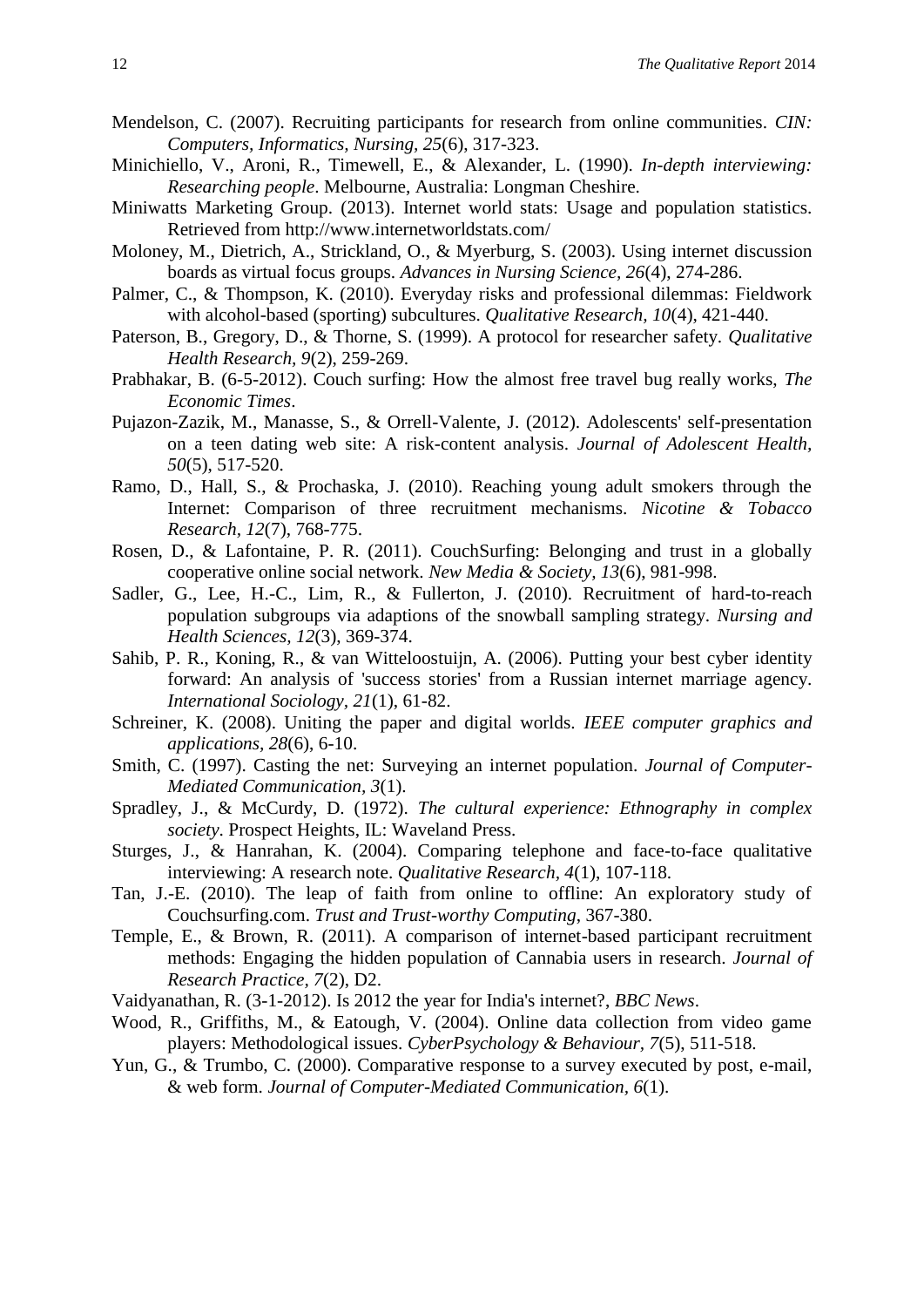Mendelson, C. (2007). Recruiting participants for research from online communities. *CIN: Computers, Informatics, Nursing, 25*(6), 317-323.

Minichiello, V., Aroni, R., Timewell, E., & Alexander, L. (1990). *In-depth interviewing: Researching people*. Melbourne, Australia: Longman Cheshire.

Miniwatts Marketing Group. (2013). Internet world stats: Usage and population statistics. Retrieved from http://www.internetworldstats.com/

Moloney, M., Dietrich, A., Strickland, O., & Myerburg, S. (2003). Using internet discussion boards as virtual focus groups. *Advances in Nursing Science, 26*(4), 274-286.

Palmer, C., & Thompson, K. (2010). Everyday risks and professional dilemmas: Fieldwork with alcohol-based (sporting) subcultures. *Qualitative Research, 10*(4), 421-440.

Paterson, B., Gregory, D., & Thorne, S. (1999). A protocol for researcher safety. *Qualitative Health Research, 9*(2), 259-269.

Prabhakar, B. (6-5-2012). Couch surfing: How the almost free travel bug really works, *The Economic Times*.

Pujazon-Zazik, M., Manasse, S., & Orrell-Valente, J. (2012). Adolescents' self-presentation on a teen dating web site: A risk-content analysis. *Journal of Adolescent Health, 50*(5), 517-520.

Ramo, D., Hall, S., & Prochaska, J. (2010). Reaching young adult smokers through the Internet: Comparison of three recruitment mechanisms. *Nicotine & Tobacco Research, 12*(7), 768-775.

Rosen, D., & Lafontaine, P. R. (2011). CouchSurfing: Belonging and trust in a globally cooperative online social network. *New Media & Society, 13*(6), 981-998.

Sadler, G., Lee, H.-C., Lim, R., & Fullerton, J. (2010). Recruitment of hard-to-reach population subgroups via adaptions of the snowball sampling strategy. *Nursing and Health Sciences, 12*(3), 369-374.

Sahib, P. R., Koning, R., & van Witteloostuijn, A. (2006). Putting your best cyber identity forward: An analysis of 'success stories' from a Russian internet marriage agency. *International Sociology, 21*(1), 61-82.

Schreiner, K. (2008). Uniting the paper and digital worlds. *IEEE computer graphics and applications, 28*(6), 6-10.

Smith, C. (1997). Casting the net: Surveying an internet population. *Journal of Computer-Mediated Communication, 3*(1).

Spradley, J., & McCurdy, D. (1972). *The cultural experience: Ethnography in complex society*. Prospect Heights, IL: Waveland Press.

Sturges, J., & Hanrahan, K. (2004). Comparing telephone and face-to-face qualitative interviewing: A research note. *Qualitative Research, 4*(1), 107-118.

Tan, J.-E. (2010). The leap of faith from online to offline: An exploratory study of Couchsurfing.com. *Trust and Trust-worthy Computing*, 367-380.

Temple, E., & Brown, R. (2011). A comparison of internet-based participant recruitment methods: Engaging the hidden population of Cannabia users in research. *Journal of Research Practice, 7*(2), D2.

Vaidyanathan, R. (3-1-2012). Is 2012 the year for India's internet?, *BBC News*.

Wood, R., Griffiths, M., & Eatough, V. (2004). Online data collection from video game players: Methodological issues. *CyberPsychology & Behaviour, 7*(5), 511-518.

Yun, G., & Trumbo, C. (2000). Comparative response to a survey executed by post, e-mail, & web form. *Journal of Computer-Mediated Communication, 6*(1).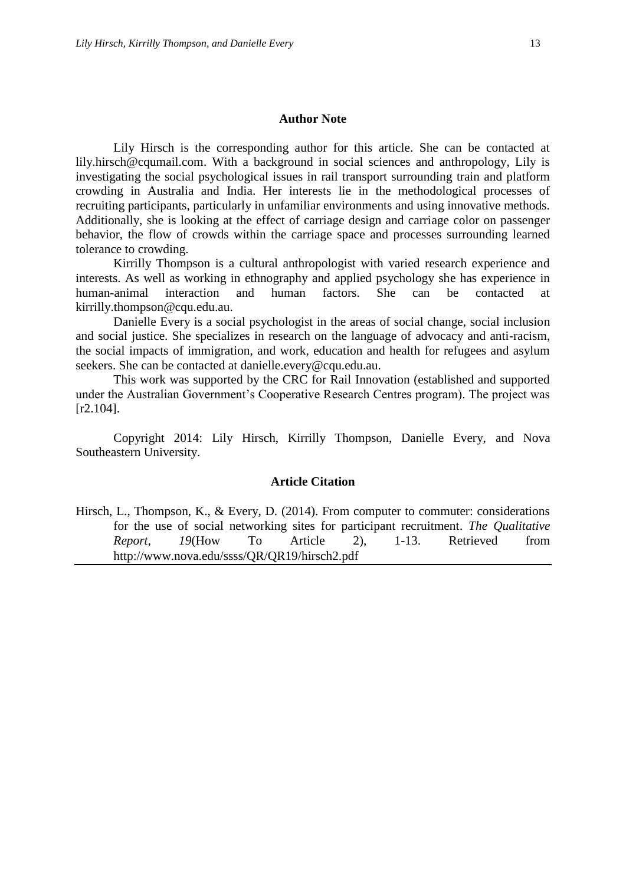## Author Note

Lily Hirsch is the corresponding author for this article. She can be contacted at lily.hirsch@cqumail.com. With a background in social sciences and anthropology, Lily is investigating the social psychological issues in rail transport surrounding train and platform crowding in Australia and India. Her interests lie in the methodological processes of recruiting participants, particularly in unfamiliar environments and using innovative methods. Additionally, she is looking at the effect of carriage design and carriage color on passenger behavior, the flow of crowds within the carriage space and processes surrounding learned tolerance to crowding.

Kirrilly Thompson is a cultural anthropologist with varied research experience and interests. As well as working in ethnography and applied psychology she has experience in human-animal interaction and human factors. She can be contacted at kirrilly.thompson@cqu.edu.au.

Danielle Every is a social psychologist in the areas of social change, social inclusion and social justice. She specializes in research on the language of advocacy and anti-racism, the social impacts of immigration, and work, education and health for refugees and asylum seekers. She can be contacted at danielle.every@cqu.edu.au.

This work was supported by the CRC for Rail Innovation (established and supported under the Australian Government's Cooperative Research Centres program). The project was [r2.104].

Copyright 2014: Lily Hirsch, Kirrilly Thompson, Danielle Every, and Nova Southeastern University.

## Article Citation

Hirsch, L., Thompson, K., & Every, D. (2014). From computer to commuter: considerations for the use of social networking sites for participant recruitment. *The Qualitative Report*, *19*(How To Article 2), 1-13. Retrieved from http://www.nova.edu/ssss/QR/QR19/hirsch2.pdf